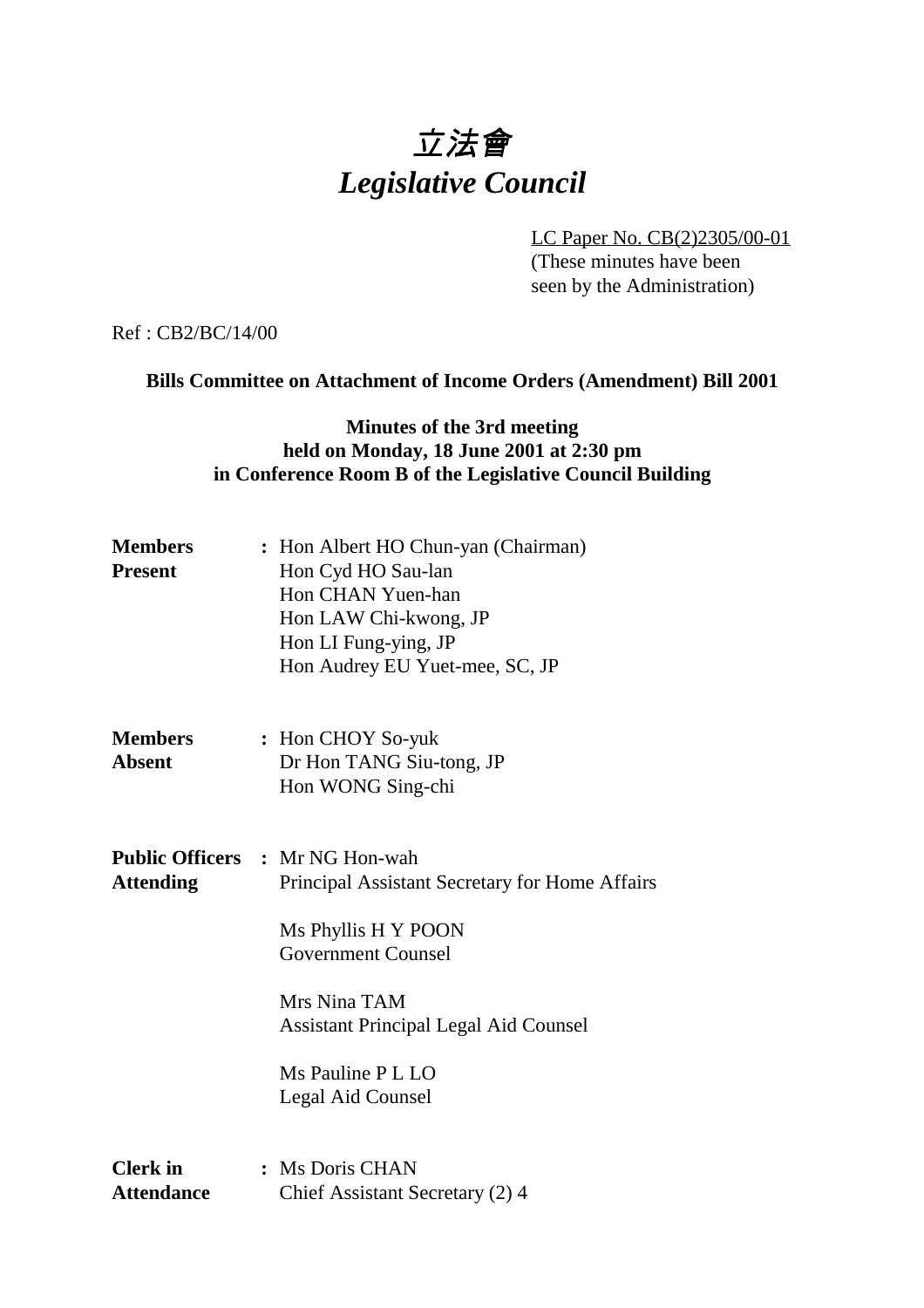# 立法會
# *Legislative Council*

LC Paper No. CB(2)2305/00-01
(These minutes have been seen by the Administration)

Ref : CB2/BC/14/00

**Bills Committee on Attachment of Income Orders (Amendment) Bill 2001**

**Minutes of the 3rd meeting held on Monday, 18 June 2001 at 2:30 pm in Conference Room B of the Legislative Council Building**

**Members Present** : Hon Albert HO Chun-yan (Chairman)
Hon Cyd HO Sau-lan
Hon CHAN Yuen-han
Hon LAW Chi-kwong, JP
Hon LI Fung-ying, JP
Hon Audrey EU Yuet-mee, SC, JP

**Members Absent** : Hon CHOY So-yuk
Dr Hon TANG Siu-tong, JP
Hon WONG Sing-chi

**Public Officers Attending** : Mr NG Hon-wah
Principal Assistant Secretary for Home Affairs

Ms Phyllis H Y POON
Government Counsel

Mrs Nina TAM
Assistant Principal Legal Aid Counsel

Ms Pauline P L LO
Legal Aid Counsel

**Clerk in Attendance** : Ms Doris CHAN
Chief Assistant Secretary (2) 4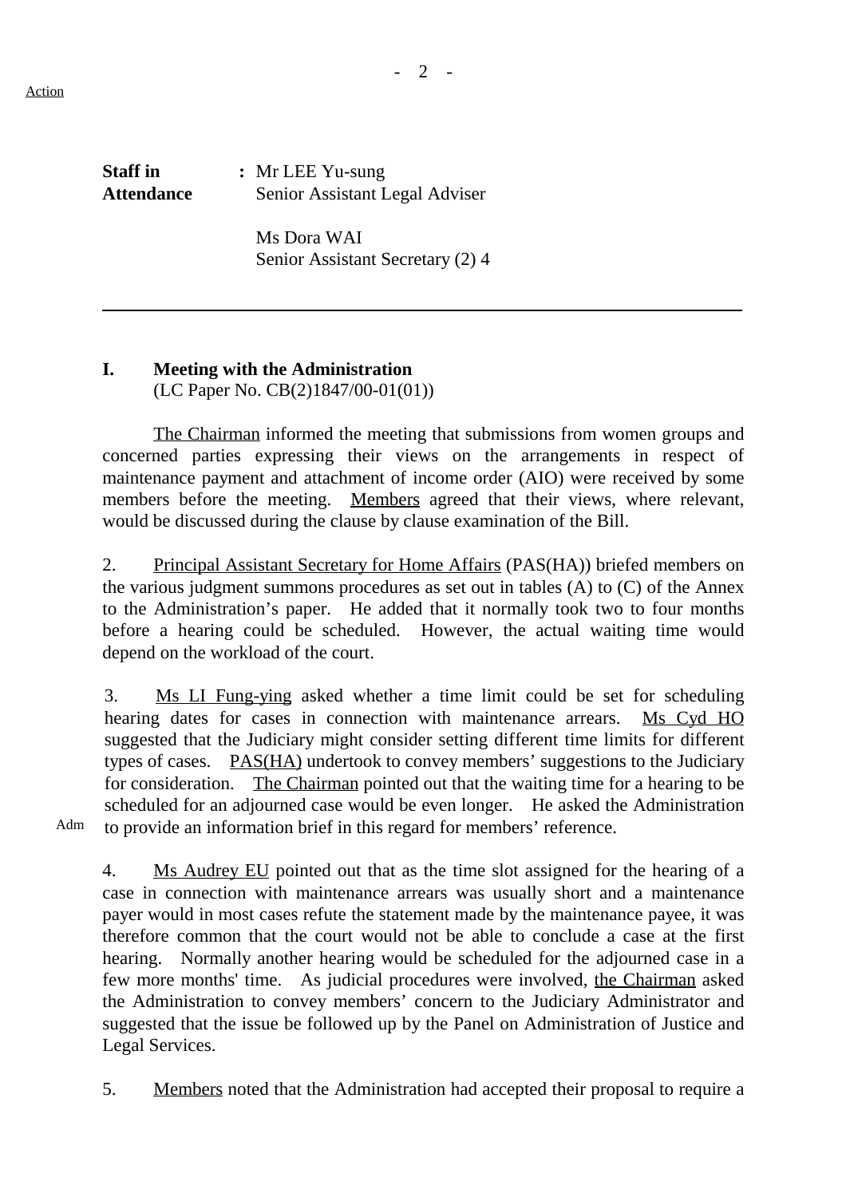Action

**Staff in Attendance** : Mr LEE Yu-sung
Senior Assistant Legal Adviser

Ms Dora WAI
Senior Assistant Secretary (2) 4

---

## I. Meeting with the Administration

(LC Paper No. CB(2)1847/00-01(01))

The Chairman informed the meeting that submissions from women groups and concerned parties expressing their views on the arrangements in respect of maintenance payment and attachment of income order (AIO) were received by some members before the meeting. Members agreed that their views, where relevant, would be discussed during the clause by clause examination of the Bill.

2. Principal Assistant Secretary for Home Affairs (PAS(HA)) briefed members on the various judgment summons procedures as set out in tables (A) to (C) of the Annex to the Administration's paper. He added that it normally took two to four months before a hearing could be scheduled. However, the actual waiting time would depend on the workload of the court.

3. Ms LI Fung-ying asked whether a time limit could be set for scheduling hearing dates for cases in connection with maintenance arrears. Ms Cyd HO suggested that the Judiciary might consider setting different time limits for different types of cases. PAS(HA) undertook to convey members' suggestions to the Judiciary for consideration. The Chairman pointed out that the waiting time for a hearing to be scheduled for an adjourned case would be even longer. He asked the Administration to provide an information brief in this regard for members' reference. **Adm**

4. Ms Audrey EU pointed out that as the time slot assigned for the hearing of a case in connection with maintenance arrears was usually short and a maintenance payer would in most cases refute the statement made by the maintenance payee, it was therefore common that the court would not be able to conclude a case at the first hearing. Normally another hearing would be scheduled for the adjourned case in a few more months' time. As judicial procedures were involved, the Chairman asked the Administration to convey members' concern to the Judiciary Administrator and suggested that the issue be followed up by the Panel on Administration of Justice and Legal Services.

5. Members noted that the Administration had accepted their proposal to require a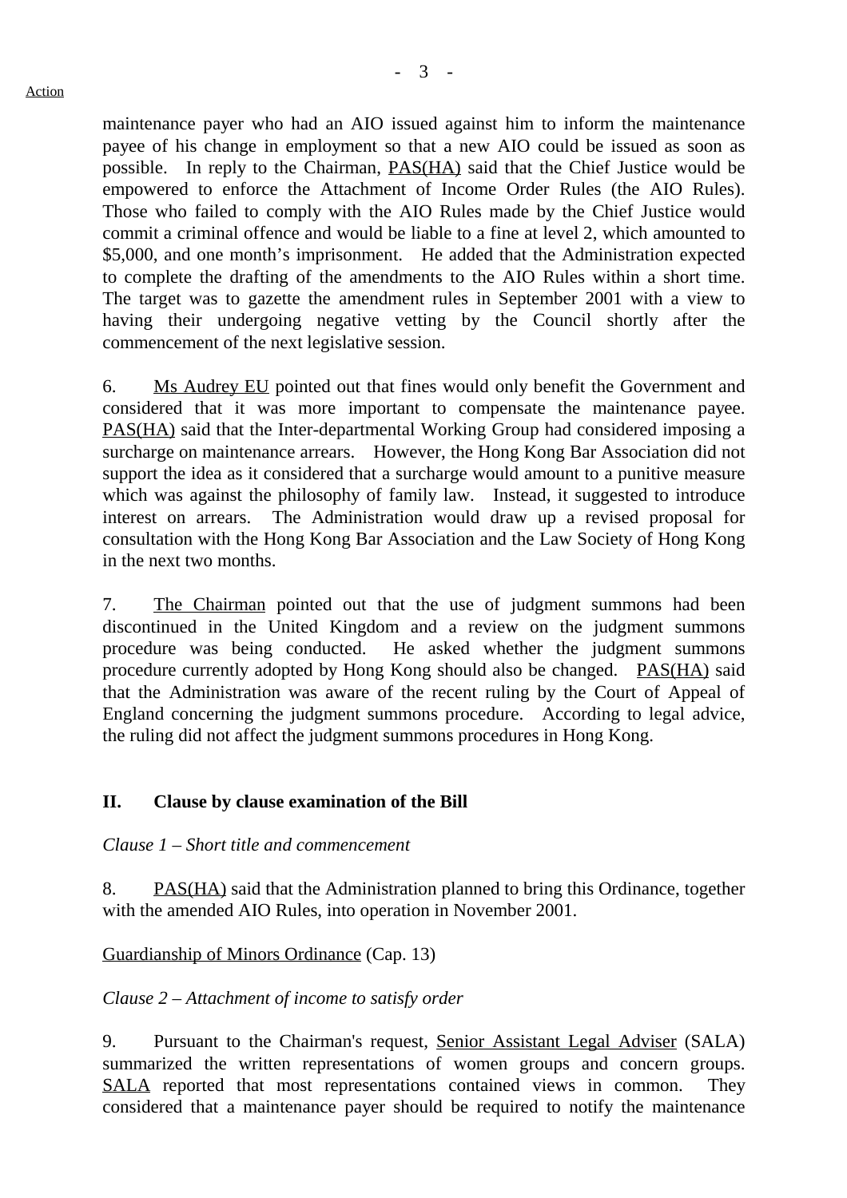maintenance payer who had an AIO issued against him to inform the maintenance payee of his change in employment so that a new AIO could be issued as soon as possible. In reply to the Chairman, PAS(HA) said that the Chief Justice would be empowered to enforce the Attachment of Income Order Rules (the AIO Rules). Those who failed to comply with the AIO Rules made by the Chief Justice would commit a criminal offence and would be liable to a fine at level 2, which amounted to $5,000, and one month's imprisonment. He added that the Administration expected to complete the drafting of the amendments to the AIO Rules within a short time. The target was to gazette the amendment rules in September 2001 with a view to having their undergoing negative vetting by the Council shortly after the commencement of the next legislative session.

6. Ms Audrey EU pointed out that fines would only benefit the Government and considered that it was more important to compensate the maintenance payee. PAS(HA) said that the Inter-departmental Working Group had considered imposing a surcharge on maintenance arrears. However, the Hong Kong Bar Association did not support the idea as it considered that a surcharge would amount to a punitive measure which was against the philosophy of family law. Instead, it suggested to introduce interest on arrears. The Administration would draw up a revised proposal for consultation with the Hong Kong Bar Association and the Law Society of Hong Kong in the next two months.

7. The Chairman pointed out that the use of judgment summons had been discontinued in the United Kingdom and a review on the judgment summons procedure was being conducted. He asked whether the judgment summons procedure currently adopted by Hong Kong should also be changed. PAS(HA) said that the Administration was aware of the recent ruling by the Court of Appeal of England concerning the judgment summons procedure. According to legal advice, the ruling did not affect the judgment summons procedures in Hong Kong.

## II. Clause by clause examination of the Bill

*Clause 1 – Short title and commencement*

8. PAS(HA) said that the Administration planned to bring this Ordinance, together with the amended AIO Rules, into operation in November 2001.

Guardianship of Minors Ordinance (Cap. 13)

*Clause 2 – Attachment of income to satisfy order*

9. Pursuant to the Chairman's request, Senior Assistant Legal Adviser (SALA) summarized the written representations of women groups and concern groups. SALA reported that most representations contained views in common. They considered that a maintenance payer should be required to notify the maintenance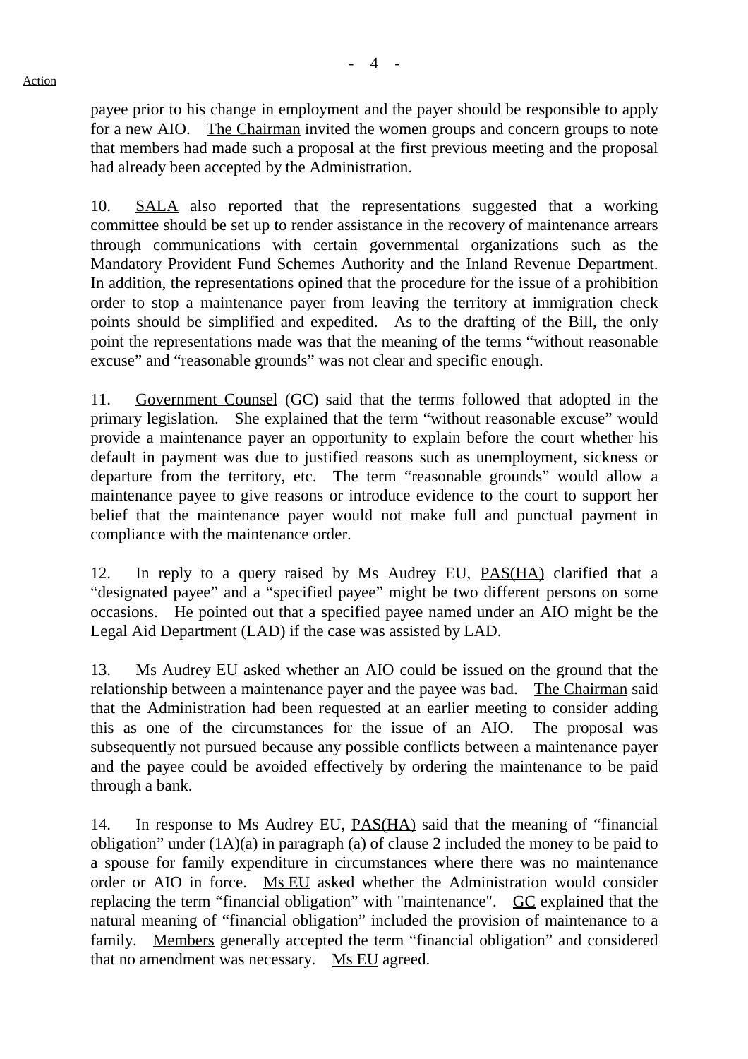payee prior to his change in employment and the payer should be responsible to apply for a new AIO. The Chairman invited the women groups and concern groups to note that members had made such a proposal at the first previous meeting and the proposal had already been accepted by the Administration.

10. SALA also reported that the representations suggested that a working committee should be set up to render assistance in the recovery of maintenance arrears through communications with certain governmental organizations such as the Mandatory Provident Fund Schemes Authority and the Inland Revenue Department. In addition, the representations opined that the procedure for the issue of a prohibition order to stop a maintenance payer from leaving the territory at immigration check points should be simplified and expedited. As to the drafting of the Bill, the only point the representations made was that the meaning of the terms "without reasonable excuse" and "reasonable grounds" was not clear and specific enough.

11. Government Counsel (GC) said that the terms followed that adopted in the primary legislation. She explained that the term "without reasonable excuse" would provide a maintenance payer an opportunity to explain before the court whether his default in payment was due to justified reasons such as unemployment, sickness or departure from the territory, etc. The term "reasonable grounds" would allow a maintenance payee to give reasons or introduce evidence to the court to support her belief that the maintenance payer would not make full and punctual payment in compliance with the maintenance order.

12. In reply to a query raised by Ms Audrey EU, PAS(HA) clarified that a "designated payee" and a "specified payee" might be two different persons on some occasions. He pointed out that a specified payee named under an AIO might be the Legal Aid Department (LAD) if the case was assisted by LAD.

13. Ms Audrey EU asked whether an AIO could be issued on the ground that the relationship between a maintenance payer and the payee was bad. The Chairman said that the Administration had been requested at an earlier meeting to consider adding this as one of the circumstances for the issue of an AIO. The proposal was subsequently not pursued because any possible conflicts between a maintenance payer and the payee could be avoided effectively by ordering the maintenance to be paid through a bank.

14. In response to Ms Audrey EU, PAS(HA) said that the meaning of "financial obligation" under (1A)(a) in paragraph (a) of clause 2 included the money to be paid to a spouse for family expenditure in circumstances where there was no maintenance order or AIO in force. Ms EU asked whether the Administration would consider replacing the term "financial obligation" with "maintenance". GC explained that the natural meaning of "financial obligation" included the provision of maintenance to a family. Members generally accepted the term "financial obligation" and considered that no amendment was necessary. Ms EU agreed.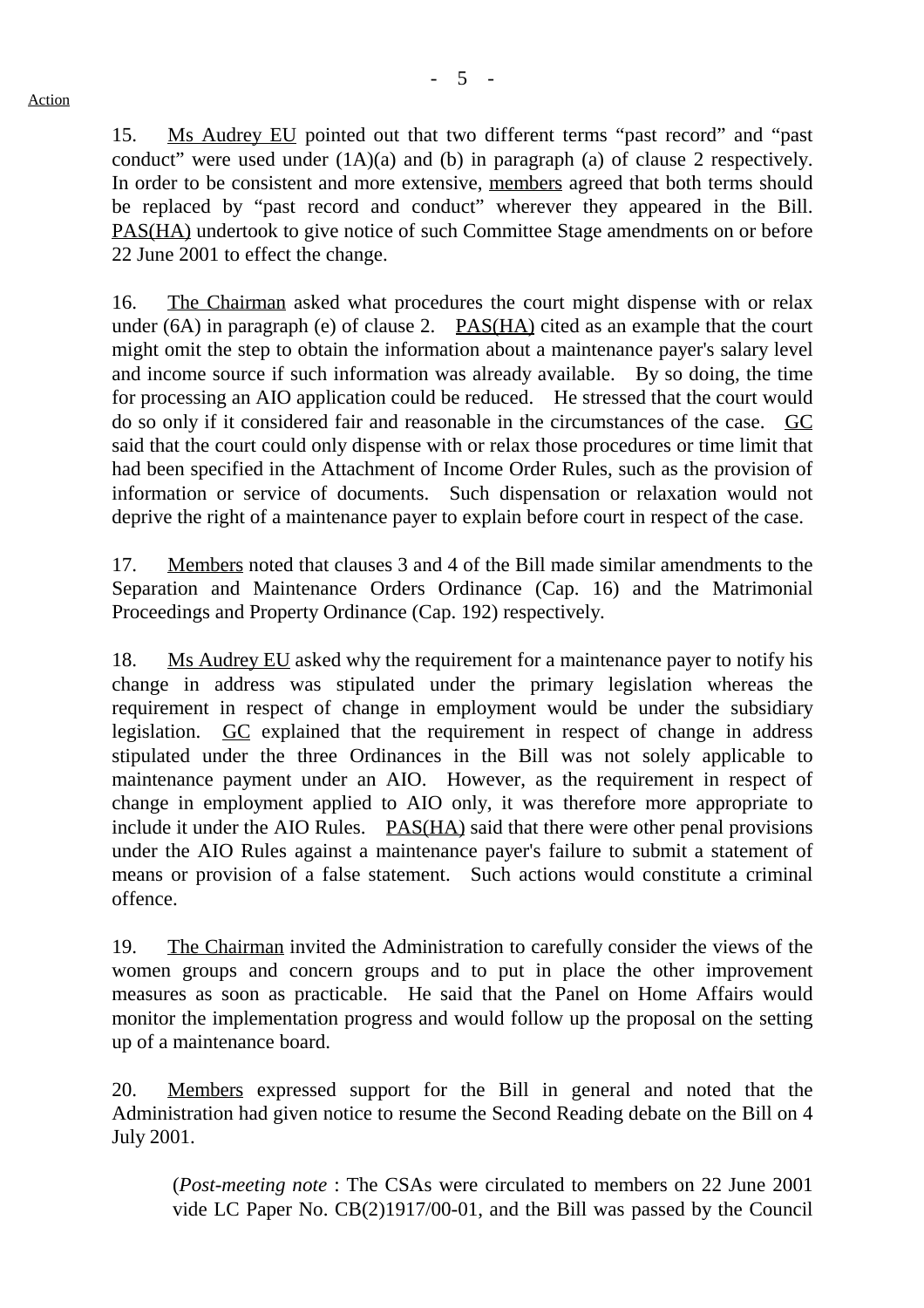15. Ms Audrey EU pointed out that two different terms “past record” and “past conduct” were used under (1A)(a) and (b) in paragraph (a) of clause 2 respectively. In order to be consistent and more extensive, members agreed that both terms should be replaced by “past record and conduct” wherever they appeared in the Bill. PAS(HA) undertook to give notice of such Committee Stage amendments on or before 22 June 2001 to effect the change.

16. The Chairman asked what procedures the court might dispense with or relax under (6A) in paragraph (e) of clause 2. PAS(HA) cited as an example that the court might omit the step to obtain the information about a maintenance payer's salary level and income source if such information was already available. By so doing, the time for processing an AIO application could be reduced. He stressed that the court would do so only if it considered fair and reasonable in the circumstances of the case. GC said that the court could only dispense with or relax those procedures or time limit that had been specified in the Attachment of Income Order Rules, such as the provision of information or service of documents. Such dispensation or relaxation would not deprive the right of a maintenance payer to explain before court in respect of the case.

17. Members noted that clauses 3 and 4 of the Bill made similar amendments to the Separation and Maintenance Orders Ordinance (Cap. 16) and the Matrimonial Proceedings and Property Ordinance (Cap. 192) respectively.

18. Ms Audrey EU asked why the requirement for a maintenance payer to notify his change in address was stipulated under the primary legislation whereas the requirement in respect of change in employment would be under the subsidiary legislation. GC explained that the requirement in respect of change in address stipulated under the three Ordinances in the Bill was not solely applicable to maintenance payment under an AIO. However, as the requirement in respect of change in employment applied to AIO only, it was therefore more appropriate to include it under the AIO Rules. PAS(HA) said that there were other penal provisions under the AIO Rules against a maintenance payer's failure to submit a statement of means or provision of a false statement. Such actions would constitute a criminal offence.

19. The Chairman invited the Administration to carefully consider the views of the women groups and concern groups and to put in place the other improvement measures as soon as practicable. He said that the Panel on Home Affairs would monitor the implementation progress and would follow up the proposal on the setting up of a maintenance board.

20. Members expressed support for the Bill in general and noted that the Administration had given notice to resume the Second Reading debate on the Bill on 4 July 2001.

(*Post-meeting note* : The CSAs were circulated to members on 22 June 2001 vide LC Paper No. CB(2)1917/00-01, and the Bill was passed by the Council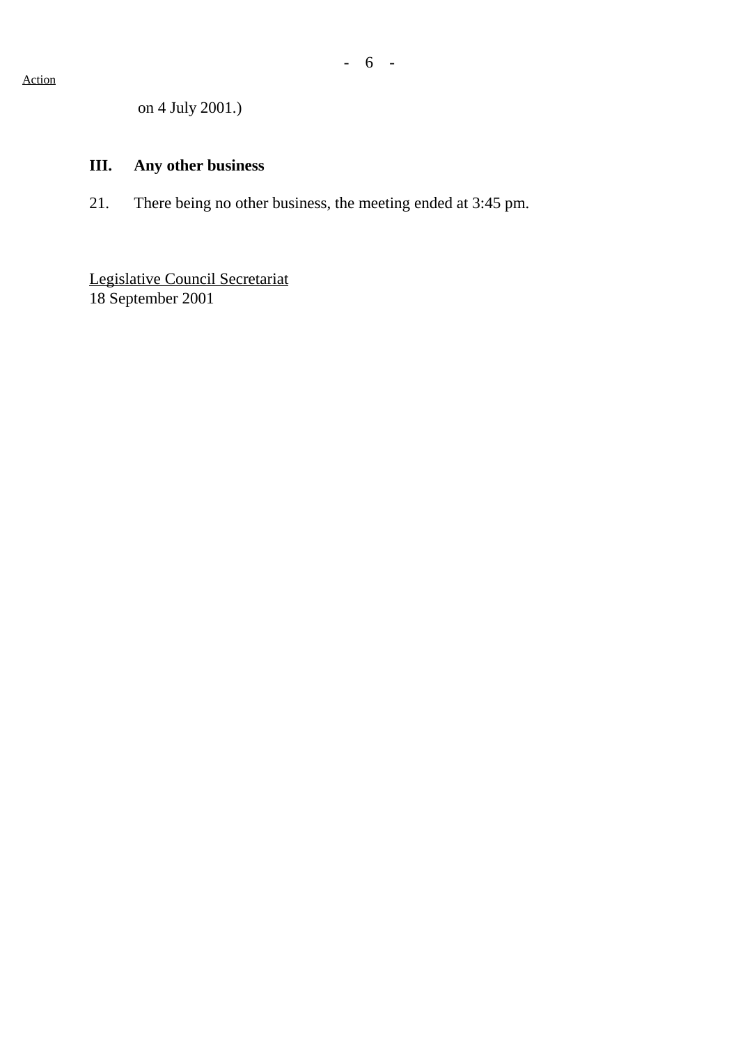Action

on 4 July 2001.)

### III. Any other business

21. There being no other business, the meeting ended at 3:45 pm.

Legislative Council Secretariat
18 September 2001